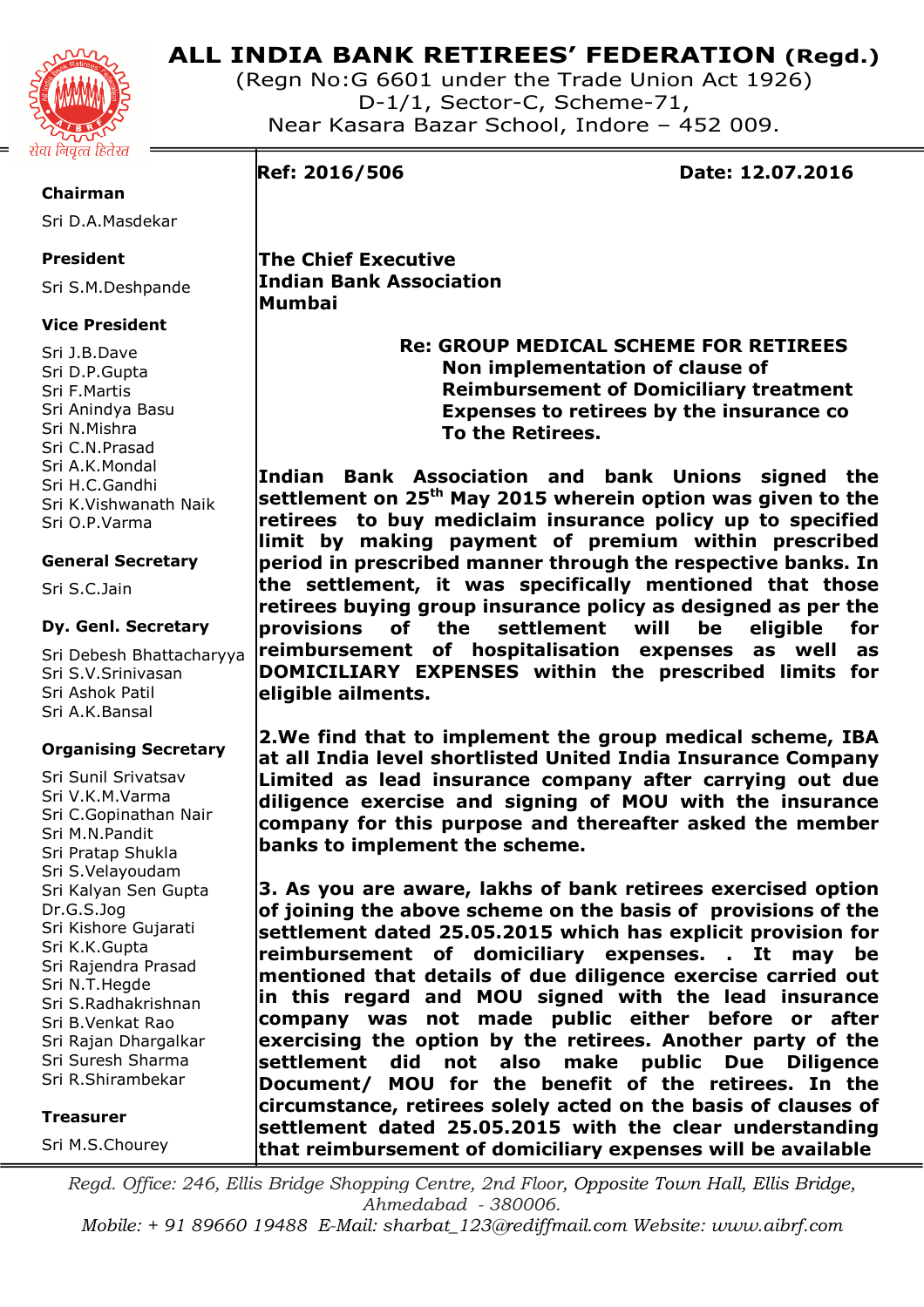# ALL INDIA BANK RETIREES' FEDERATION (Regd.)

(Regn No:G 6601 under the Trade Union Act 1926)
D-1/1, Sector-C, Scheme-71,
Near Kasara Bazar School, Indore – 452 009.

सेवा निवृत्त हितेरत

**Chairman**
Sri D.A.Masdekar

**President**
Sri S.M.Deshpande

**Vice President**
Sri J.B.Dave
Sri D.P.Gupta
Sri F.Martis
Sri Anindya Basu
Sri N.Mishra
Sri C.N.Prasad
Sri A.K.Mondal
Sri H.C.Gandhi
Sri K.Vishwanath Naik
Sri O.P.Varma

**General Secretary**
Sri S.C.Jain

**Dy. Genl. Secretary**
Sri Debesh Bhattacharyya
Sri S.V.Srinivasan
Sri Ashok Patil
Sri A.K.Bansal

**Organising Secretary**
Sri Sunil Srivatsav
Sri V.K.M.Varma
Sri C.Gopinathan Nair
Sri M.N.Pandit
Sri Pratap Shukla
Sri S.Velayoudam
Sri Kalyan Sen Gupta
Dr.G.S.Jog
Sri Kishore Gujarati
Sri K.K.Gupta
Sri Rajendra Prasad
Sri N.T.Hegde
Sri S.Radhakrishnan
Sri B.Venkat Rao
Sri Rajan Dhargalkar
Sri Suresh Sharma
Sri R.Shirambekar

**Treasurer**
Sri M.S.Chourey

---

**Ref: 2016/506** **Date: 12.07.2016**

**The Chief Executive**
**Indian Bank Association**
**Mumbai**

**Re: GROUP MEDICAL SCHEME FOR RETIREES**
**Non implementation of clause of**
**Reimbursement of Domiciliary treatment**
**Expenses to retirees by the insurance co**
**To the Retirees.**

**Indian Bank Association and bank Unions signed the settlement on 25th May 2015 wherein option was given to the retirees to buy mediclaim insurance policy up to specified limit by making payment of premium within prescribed period in prescribed manner through the respective banks. In the settlement, it was specifically mentioned that those retirees buying group insurance policy as designed as per the provisions of the settlement will be eligible for reimbursement of hospitalisation expenses as well as DOMICILIARY EXPENSES within the prescribed limits for eligible ailments.**

**2.We find that to implement the group medical scheme, IBA at all India level shortlisted United India Insurance Company Limited as lead insurance company after carrying out due diligence exercise and signing of MOU with the insurance company for this purpose and thereafter asked the member banks to implement the scheme.**

**3. As you are aware, lakhs of bank retirees exercised option of joining the above scheme on the basis of provisions of the settlement dated 25.05.2015 which has explicit provision for reimbursement of domiciliary expenses. . It may be mentioned that details of due diligence exercise carried out in this regard and MOU signed with the lead insurance company was not made public either before or after exercising the option by the retirees. Another party of the settlement did not also make public Due Diligence Document/ MOU for the benefit of the retirees. In the circumstance, retirees solely acted on the basis of clauses of settlement dated 25.05.2015 with the clear understanding that reimbursement of domiciliary expenses will be available**

---

*Regd. Office: 246, Ellis Bridge Shopping Centre, 2nd Floor, Opposite Town Hall, Ellis Bridge, Ahmedabad - 380006.*
*Mobile: + 91 89660 19488 E-Mail: sharbat_123@rediffmail.com Website: www.aibrf.com*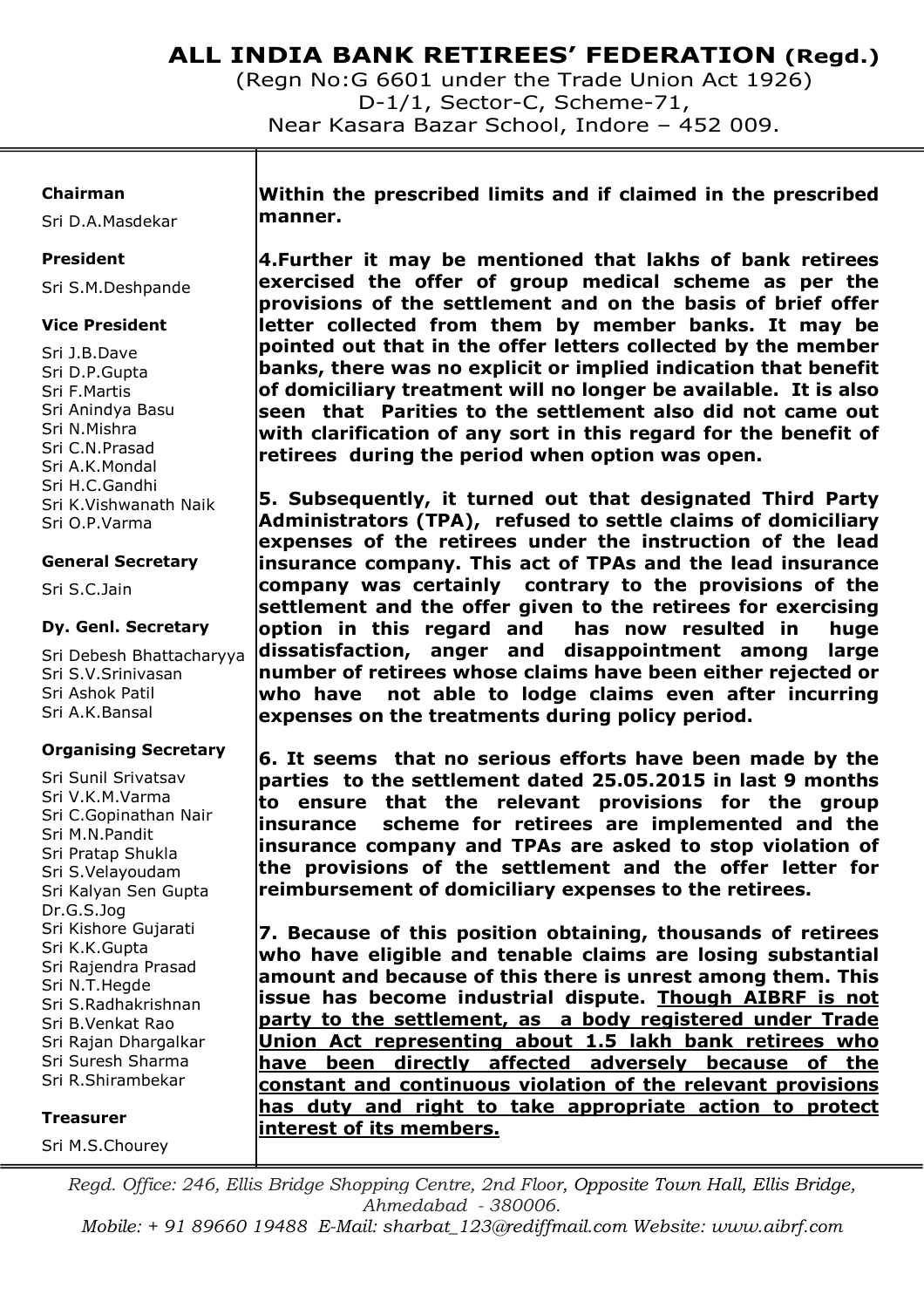# ALL INDIA BANK RETIREES' FEDERATION (Regd.)

(Regn No:G 6601 under the Trade Union Act 1926)
D-1/1, Sector-C, Scheme-71,
Near Kasara Bazar School, Indore – 452 009.

**Chairman**
Sri D.A.Masdekar

**President**
Sri S.M.Deshpande

**Vice President**
Sri J.B.Dave
Sri D.P.Gupta
Sri F.Martis
Sri Anindya Basu
Sri N.Mishra
Sri C.N.Prasad
Sri A.K.Mondal
Sri H.C.Gandhi
Sri K.Vishwanath Naik
Sri O.P.Varma

**General Secretary**
Sri S.C.Jain

**Dy. Genl. Secretary**
Sri Debesh Bhattacharyya
Sri S.V.Srinivasan
Sri Ashok Patil
Sri A.K.Bansal

**Organising Secretary**
Sri Sunil Srivatsav
Sri V.K.M.Varma
Sri C.Gopinathan Nair
Sri M.N.Pandit
Sri Pratap Shukla
Sri S.Velayoudam
Sri Kalyan Sen Gupta
Dr.G.S.Jog
Sri Kishore Gujarati
Sri K.K.Gupta
Sri Rajendra Prasad
Sri N.T.Hegde
Sri S.Radhakrishnan
Sri B.Venkat Rao
Sri Rajan Dhargalkar
Sri Suresh Sharma
Sri R.Shirambekar

**Treasurer**
Sri M.S.Chourey

**Within the prescribed limits and if claimed in the prescribed manner.**

**4.Further it may be mentioned that lakhs of bank retirees exercised the offer of group medical scheme as per the provisions of the settlement and on the basis of brief offer letter collected from them by member banks. It may be pointed out that in the offer letters collected by the member banks, there was no explicit or implied indication that benefit of domiciliary treatment will no longer be available. It is also seen that Parities to the settlement also did not came out with clarification of any sort in this regard for the benefit of retirees during the period when option was open.**

**5. Subsequently, it turned out that designated Third Party Administrators (TPA), refused to settle claims of domiciliary expenses of the retirees under the instruction of the lead insurance company. This act of TPAs and the lead insurance company was certainly contrary to the provisions of the settlement and the offer given to the retirees for exercising option in this regard and has now resulted in huge dissatisfaction, anger and disappointment among large number of retirees whose claims have been either rejected or who have not able to lodge claims even after incurring expenses on the treatments during policy period.**

**6. It seems that no serious efforts have been made by the parties to the settlement dated 25.05.2015 in last 9 months to ensure that the relevant provisions for the group insurance scheme for retirees are implemented and the insurance company and TPAs are asked to stop violation of the provisions of the settlement and the offer letter for reimbursement of domiciliary expenses to the retirees.**

**7. Because of this position obtaining, thousands of retirees who have eligible and tenable claims are losing substantial amount and because of this there is unrest among them. This issue has become industrial dispute. <u>Though AIBRF is not party to the settlement, as a body registered under Trade Union Act representing about 1.5 lakh bank retirees who have been directly affected adversely because of the constant and continuous violation of the relevant provisions has duty and right to take appropriate action to protect interest of its members.</u>**

*Regd. Office: 246, Ellis Bridge Shopping Centre, 2nd Floor, Opposite Town Hall, Ellis Bridge, Ahmedabad - 380006.*
*Mobile: + 91 89660 19488 E-Mail: sharbat_123@rediffmail.com Website: www.aibrf.com*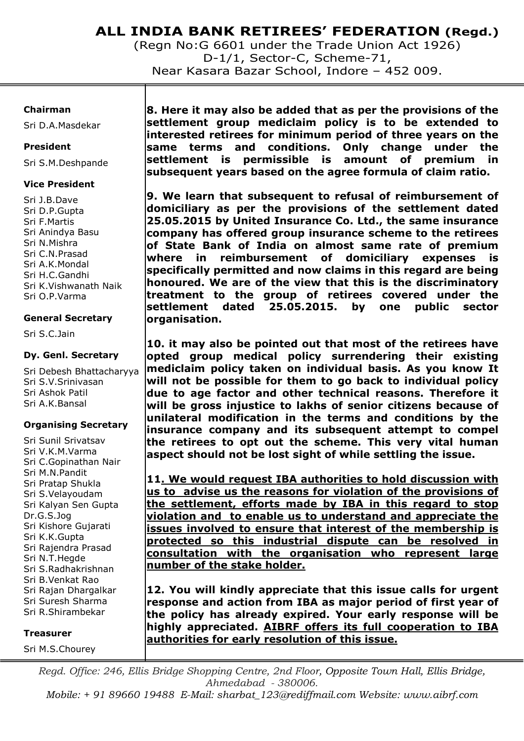# ALL INDIA BANK RETIREES' FEDERATION (Regd.)

(Regn No:G 6601 under the Trade Union Act 1926)
D-1/1, Sector-C, Scheme-71,
Near Kasara Bazar School, Indore – 452 009.

**Chairman**
Sri D.A.Masdekar

**President**
Sri S.M.Deshpande

**Vice President**
Sri J.B.Dave
Sri D.P.Gupta
Sri F.Martis
Sri Anindya Basu
Sri N.Mishra
Sri C.N.Prasad
Sri A.K.Mondal
Sri H.C.Gandhi
Sri K.Vishwanath Naik
Sri O.P.Varma

**General Secretary**
Sri S.C.Jain

**Dy. Genl. Secretary**
Sri Debesh Bhattacharyya
Sri S.V.Srinivasan
Sri Ashok Patil
Sri A.K.Bansal

**Organising Secretary**
Sri Sunil Srivatsav
Sri V.K.M.Varma
Sri C.Gopinathan Nair
Sri M.N.Pandit
Sri Pratap Shukla
Sri S.Velayoudam
Sri Kalyan Sen Gupta
Dr.G.S.Jog
Sri Kishore Gujarati
Sri K.K.Gupta
Sri Rajendra Prasad
Sri N.T.Hegde
Sri S.Radhakrishnan
Sri B.Venkat Rao
Sri Rajan Dhargalkar
Sri Suresh Sharma
Sri R.Shirambekar

**Treasurer**
Sri M.S.Chourey

**8. Here it may also be added that as per the provisions of the settlement group mediclaim policy is to be extended to interested retirees for minimum period of three years on the same terms and conditions. Only change under the settlement is permissible is amount of premium in subsequent years based on the agree formula of claim ratio.**

**9. We learn that subsequent to refusal of reimbursement of domiciliary as per the provisions of the settlement dated 25.05.2015 by United Insurance Co. Ltd., the same insurance company has offered group insurance scheme to the retirees of State Bank of India on almost same rate of premium where in reimbursement of domiciliary expenses is specifically permitted and now claims in this regard are being honoured. We are of the view that this is the discriminatory treatment to the group of retirees covered under the settlement dated 25.05.2015. by one public sector organisation.**

**10. it may also be pointed out that most of the retirees have opted group medical policy surrendering their existing mediclaim policy taken on individual basis. As you know It will not be possible for them to go back to individual policy due to age factor and other technical reasons. Therefore it will be gross injustice to lakhs of senior citizens because of unilateral modification in the terms and conditions by the insurance company and its subsequent attempt to compel the retirees to opt out the scheme. This very vital human aspect should not be lost sight of while settling the issue.**

**11. <u>We would request IBA authorities to hold discussion with us to advise us the reasons for violation of the provisions of the settlement, efforts made by IBA in this regard to stop violation and to enable us to understand and appreciate the issues involved to ensure that interest of the membership is protected so this industrial dispute can be resolved in consultation with the organisation who represent large number of the stake holder.</u>**

**12. You will kindly appreciate that this issue calls for urgent response and action from IBA as major period of first year of the policy has already expired. Your early response will be highly appreciated. <u>AIBRF offers its full cooperation to IBA authorities for early resolution of this issue.</u>**

*Regd. Office: 246, Ellis Bridge Shopping Centre, 2nd Floor, Opposite Town Hall, Ellis Bridge, Ahmedabad - 380006.*
*Mobile: + 91 89660 19488 E-Mail: sharbat_123@rediffmail.com Website: www.aibrf.com*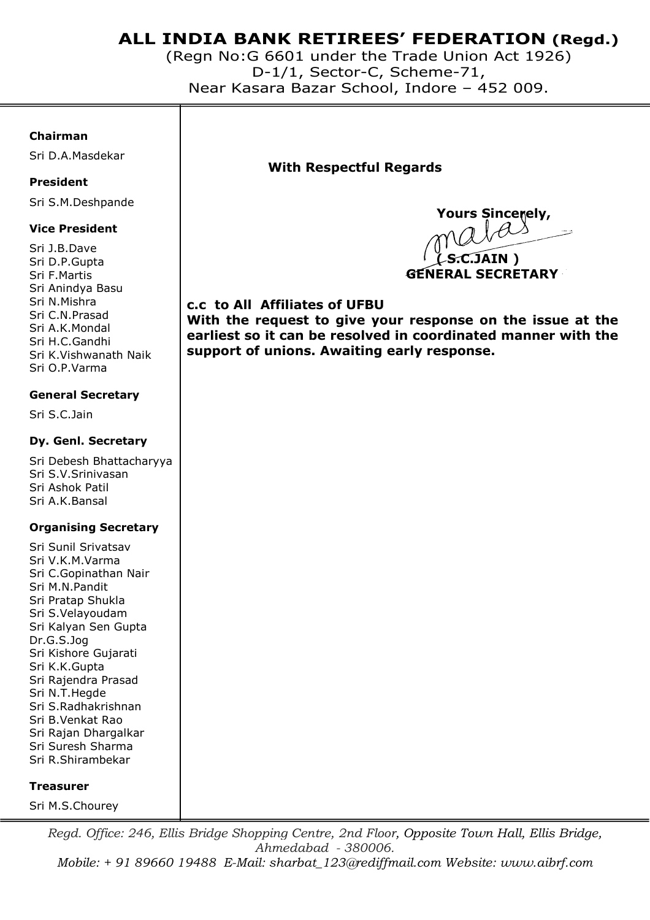# ALL INDIA BANK RETIREES' FEDERATION (Regd.)

(Regn No:G 6601 under the Trade Union Act 1926)
D-1/1, Sector-C, Scheme-71,
Near Kasara Bazar School, Indore – 452 009.

**Chairman**

Sri D.A.Masdekar

**President**

Sri S.M.Deshpande

**Vice President**

Sri J.B.Dave
Sri D.P.Gupta
Sri F.Martis
Sri Anindya Basu
Sri N.Mishra
Sri C.N.Prasad
Sri A.K.Mondal
Sri H.C.Gandhi
Sri K.Vishwanath Naik
Sri O.P.Varma

**General Secretary**

Sri S.C.Jain

**Dy. Genl. Secretary**

Sri Debesh Bhattacharyya
Sri S.V.Srinivasan
Sri Ashok Patil
Sri A.K.Bansal

**Organising Secretary**

Sri Sunil Srivatsav
Sri V.K.M.Varma
Sri C.Gopinathan Nair
Sri M.N.Pandit
Sri Pratap Shukla
Sri S.Velayoudam
Sri Kalyan Sen Gupta
Dr.G.S.Jog
Sri Kishore Gujarati
Sri K.K.Gupta
Sri Rajendra Prasad
Sri N.T.Hegde
Sri S.Radhakrishnan
Sri B.Venkat Rao
Sri Rajan Dhargalkar
Sri Suresh Sharma
Sri R.Shirambekar

**Treasurer**

Sri M.S.Chourey

**With Respectful Regards**

**Yours Sincerely,**

**( S.C.JAIN )**
**GENERAL SECRETARY**

**c.c to All Affiliates of UFBU**
**With the request to give your response on the issue at the earliest so it can be resolved in coordinated manner with the support of unions. Awaiting early response.**

*Regd. Office: 246, Ellis Bridge Shopping Centre, 2nd Floor, Opposite Town Hall, Ellis Bridge, Ahmedabad - 380006.*
*Mobile: + 91 89660 19488 E-Mail: sharbat_123@rediffmail.com Website: www.aibrf.com*